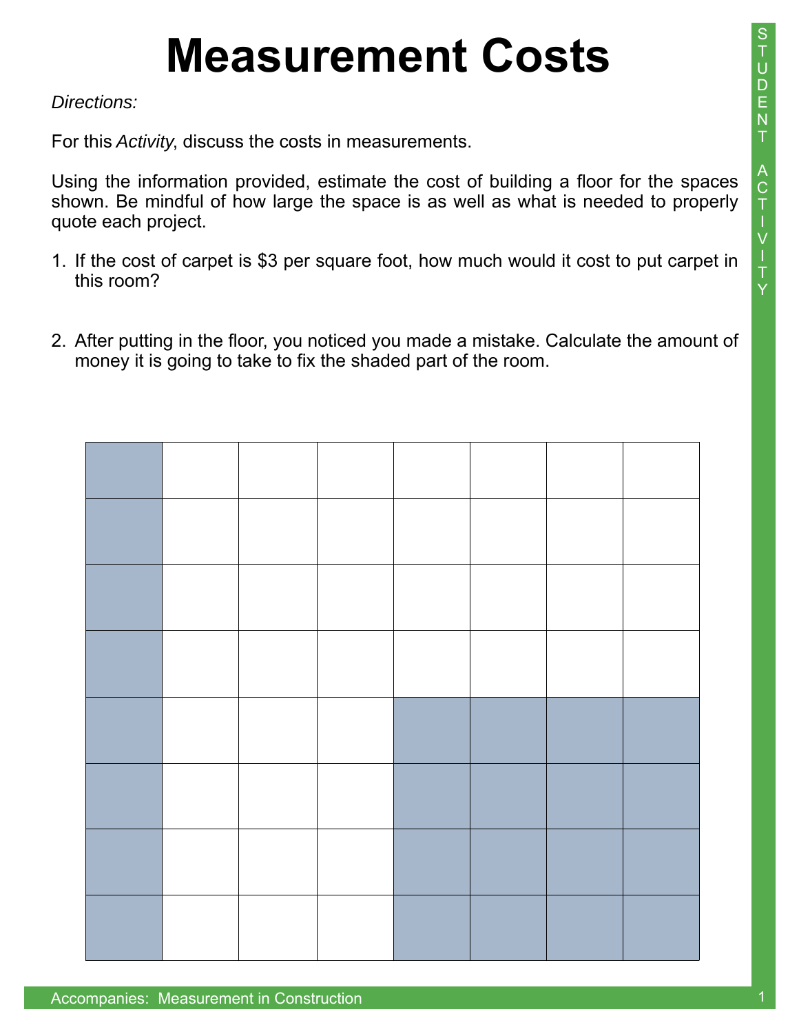# Measurement Costs

*Directions:*

For this *Activity*, discuss the costs in measurements.

Using the information provided, estimate the cost of building a floor for the spaces shown. Be mindful of how large the space is as well as what is needed to properly quote each project.

1. If the cost of carpet is $3 per square foot, how much would it cost to put carpet in this room?

2. After putting in the floor, you noticed you made a mistake. Calculate the amount of money it is going to take to fix the shaded part of the room.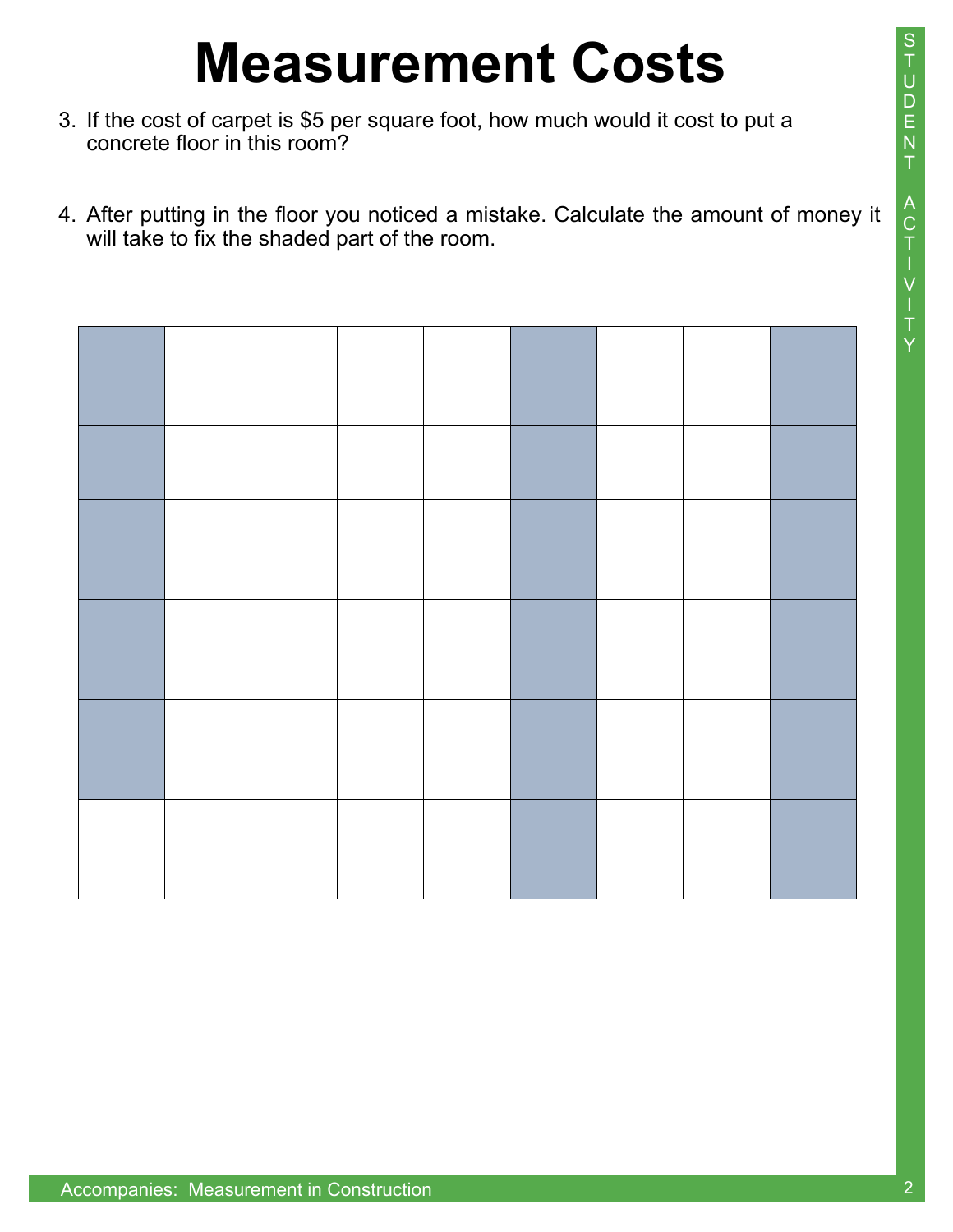# Measurement Costs

3. If the cost of carpet is $5 per square foot, how much would it cost to put a concrete floor in this room?

4. After putting in the floor you noticed a mistake. Calculate the amount of money it will take to fix the shaded part of the room.

| | | | | | | | | |
|---|---|---|---|---|---|---|---|---|
| | | | | | | | | |
| | | | | | | | | |
| | | | | | | | | |
| | | | | | | | | |
| | | | | | | | | |
| | | | | | | | | |

Accompanies: Measurement in Construction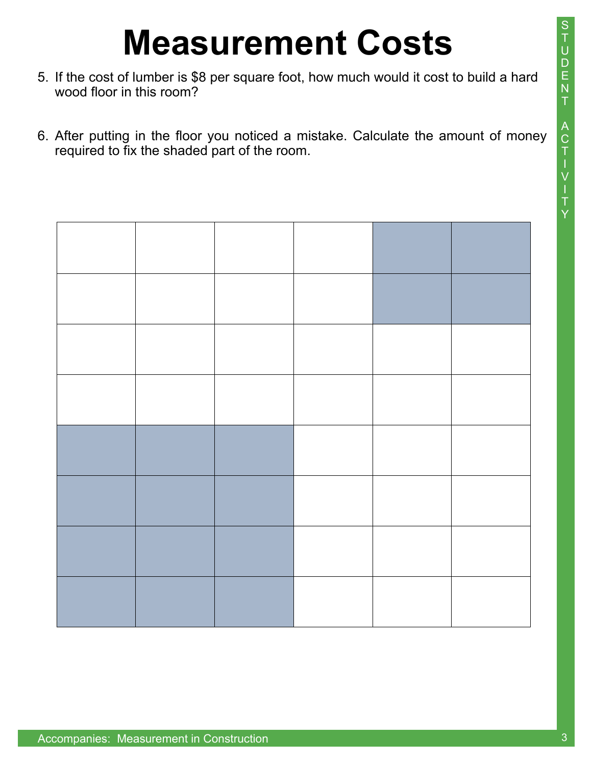# Measurement Costs

5. If the cost of lumber is $8 per square foot, how much would it cost to build a hard wood floor in this room?

6. After putting in the floor you noticed a mistake. Calculate the amount of money required to fix the shaded part of the room.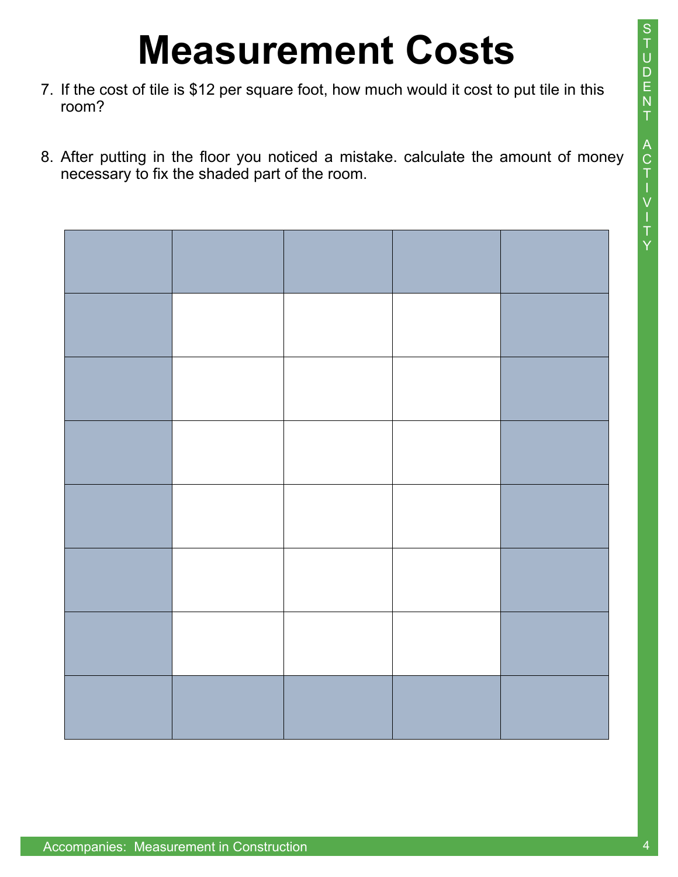# Measurement Costs

7. If the cost of tile is $12 per square foot, how much would it cost to put tile in this room?

8. After putting in the floor you noticed a mistake. calculate the amount of money necessary to fix the shaded part of the room.